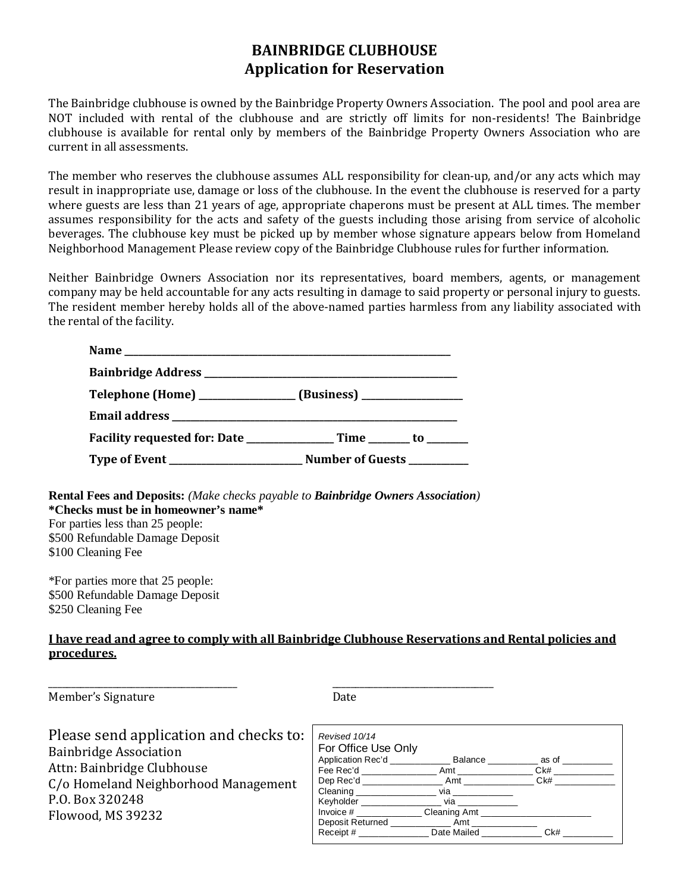# BAINBRIDGE CLUBHOUSE
## Application for Reservation

The Bainbridge clubhouse is owned by the Bainbridge Property Owners Association. The pool and pool area are NOT included with rental of the clubhouse and are strictly off limits for non-residents! The Bainbridge clubhouse is available for rental only by members of the Bainbridge Property Owners Association who are current in all assessments.

The member who reserves the clubhouse assumes ALL responsibility for clean-up, and/or any acts which may result in inappropriate use, damage or loss of the clubhouse. In the event the clubhouse is reserved for a party where guests are less than 21 years of age, appropriate chaperons must be present at ALL times. The member assumes responsibility for the acts and safety of the guests including those arising from service of alcoholic beverages. The clubhouse key must be picked up by member whose signature appears below from Homeland Neighborhood Management Please review copy of the Bainbridge Clubhouse rules for further information.

Neither Bainbridge Owners Association nor its representatives, board members, agents, or management company may be held accountable for any acts resulting in damage to said property or personal injury to guests. The resident member hereby holds all of the above-named parties harmless from any liability associated with the rental of the facility.

**Name** ___________________________________________

**Bainbridge Address** ___________________________________

**Telephone (Home)** _______________ **(Business)** _______________

**Email address** ________________________________________

**Facility requested for: Date** ______________ **Time** _______ **to** _______

**Type of Event** ____________________ **Number of Guests** __________

**Rental Fees and Deposits:** *(Make checks payable to **Bainbridge Owners Association**)*
**\*Checks must be in homeowner's name\***
For parties less than 25 people:
$500 Refundable Damage Deposit
$100 Cleaning Fee

*For parties more that 25 people:
$500 Refundable Damage Deposit
$250 Cleaning Fee

**<u>I have read and agree to comply with all Bainbridge Clubhouse Reservations and Rental policies and procedures.</u>**

______________________________ ______________________________
Member's Signature Date

Please send application and checks to:
Bainbridge Association
Attn: Bainbridge Clubhouse
C/o Homeland Neighborhood Management
P.O. Box 320248
Flowood, MS 39232

*Revised 10/14*
For Office Use Only
Application Rec'd __________ Balance _________ as of _________
Fee Rec'd ____________ Amt ____________ Ck# ___________
Dep Rec'd _____________ Amt ____________ Ck# ___________
Cleaning _____________ via __________
Keyholder _____________ via __________
Invoice # ___________ Cleaning Amt __________________
Deposit Returned __________ Amt __________
Receipt # ____________ Date Mailed __________ Ck# _________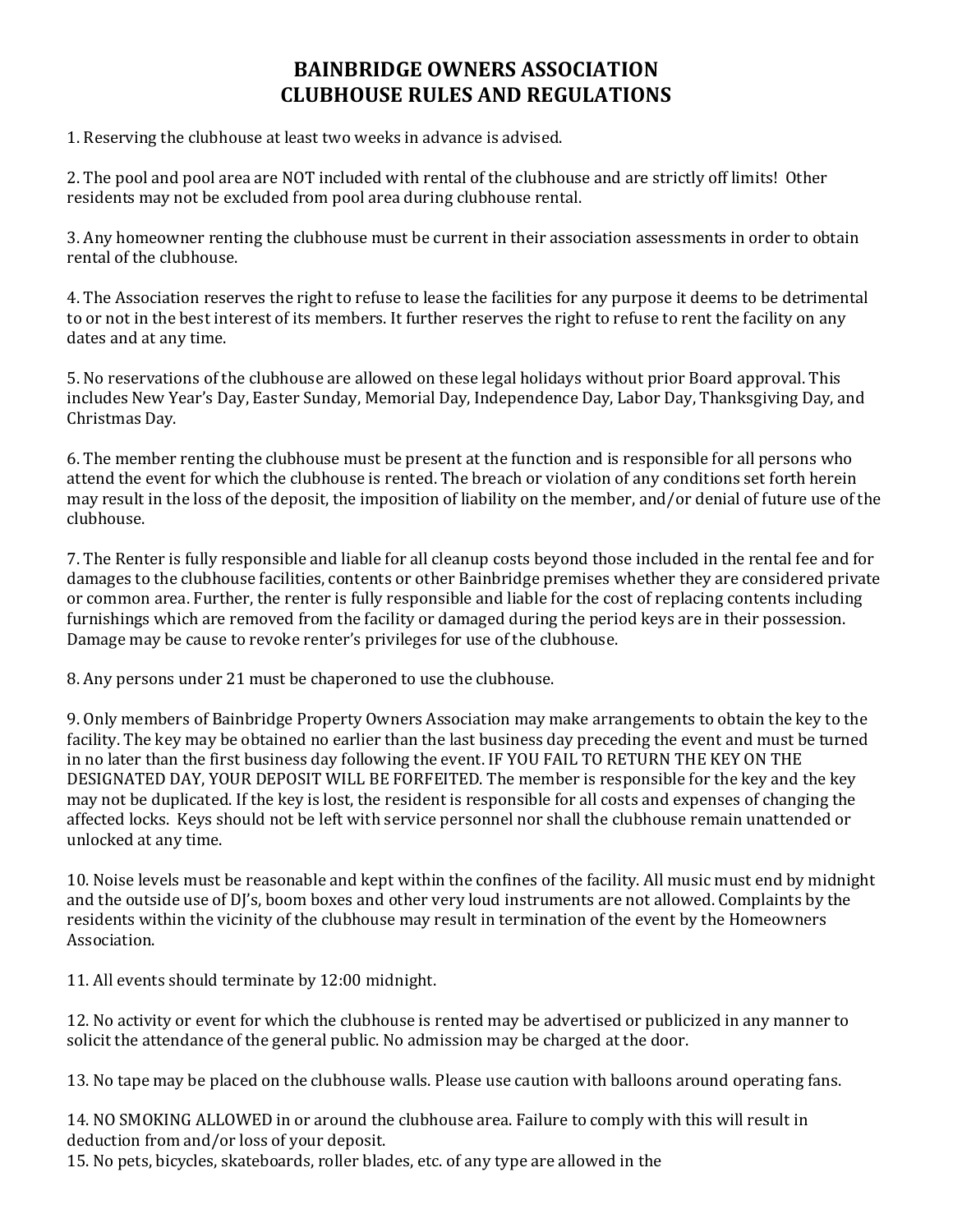# BAINBRIDGE OWNERS ASSOCIATION
# CLUBHOUSE RULES AND REGULATIONS

1. Reserving the clubhouse at least two weeks in advance is advised.

2. The pool and pool area are NOT included with rental of the clubhouse and are strictly off limits! Other residents may not be excluded from pool area during clubhouse rental.

3. Any homeowner renting the clubhouse must be current in their association assessments in order to obtain rental of the clubhouse.

4. The Association reserves the right to refuse to lease the facilities for any purpose it deems to be detrimental to or not in the best interest of its members. It further reserves the right to refuse to rent the facility on any dates and at any time.

5. No reservations of the clubhouse are allowed on these legal holidays without prior Board approval. This includes New Year's Day, Easter Sunday, Memorial Day, Independence Day, Labor Day, Thanksgiving Day, and Christmas Day.

6. The member renting the clubhouse must be present at the function and is responsible for all persons who attend the event for which the clubhouse is rented. The breach or violation of any conditions set forth herein may result in the loss of the deposit, the imposition of liability on the member, and/or denial of future use of the clubhouse.

7. The Renter is fully responsible and liable for all cleanup costs beyond those included in the rental fee and for damages to the clubhouse facilities, contents or other Bainbridge premises whether they are considered private or common area. Further, the renter is fully responsible and liable for the cost of replacing contents including furnishings which are removed from the facility or damaged during the period keys are in their possession. Damage may be cause to revoke renter's privileges for use of the clubhouse.

8. Any persons under 21 must be chaperoned to use the clubhouse.

9. Only members of Bainbridge Property Owners Association may make arrangements to obtain the key to the facility. The key may be obtained no earlier than the last business day preceding the event and must be turned in no later than the first business day following the event. IF YOU FAIL TO RETURN THE KEY ON THE DESIGNATED DAY, YOUR DEPOSIT WILL BE FORFEITED. The member is responsible for the key and the key may not be duplicated. If the key is lost, the resident is responsible for all costs and expenses of changing the affected locks. Keys should not be left with service personnel nor shall the clubhouse remain unattended or unlocked at any time.

10. Noise levels must be reasonable and kept within the confines of the facility. All music must end by midnight and the outside use of DJ's, boom boxes and other very loud instruments are not allowed. Complaints by the residents within the vicinity of the clubhouse may result in termination of the event by the Homeowners Association.

11. All events should terminate by 12:00 midnight.

12. No activity or event for which the clubhouse is rented may be advertised or publicized in any manner to solicit the attendance of the general public. No admission may be charged at the door.

13. No tape may be placed on the clubhouse walls. Please use caution with balloons around operating fans.

14. NO SMOKING ALLOWED in or around the clubhouse area. Failure to comply with this will result in deduction from and/or loss of your deposit.

15. No pets, bicycles, skateboards, roller blades, etc. of any type are allowed in the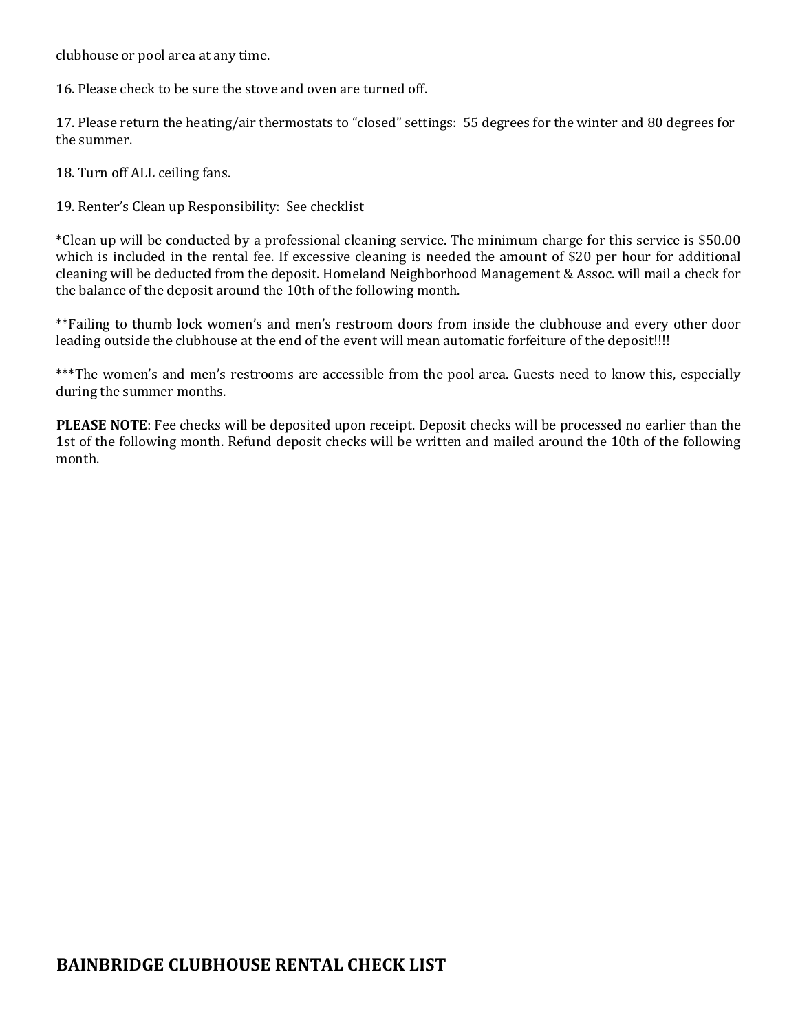clubhouse or pool area at any time.

16. Please check to be sure the stove and oven are turned off.

17. Please return the heating/air thermostats to "closed" settings: 55 degrees for the winter and 80 degrees for the summer.

18. Turn off ALL ceiling fans.

19. Renter's Clean up Responsibility: See checklist

*Clean up will be conducted by a professional cleaning service. The minimum charge for this service is $50.00 which is included in the rental fee. If excessive cleaning is needed the amount of $20 per hour for additional cleaning will be deducted from the deposit. Homeland Neighborhood Management & Assoc. will mail a check for the balance of the deposit around the 10th of the following month.

**Failing to thumb lock women's and men's restroom doors from inside the clubhouse and every other door leading outside the clubhouse at the end of the event will mean automatic forfeiture of the deposit!!!!

***The women's and men's restrooms are accessible from the pool area. Guests need to know this, especially during the summer months.

**PLEASE NOTE**: Fee checks will be deposited upon receipt. Deposit checks will be processed no earlier than the 1st of the following month. Refund deposit checks will be written and mailed around the 10th of the following month.

## BAINBRIDGE CLUBHOUSE RENTAL CHECK LIST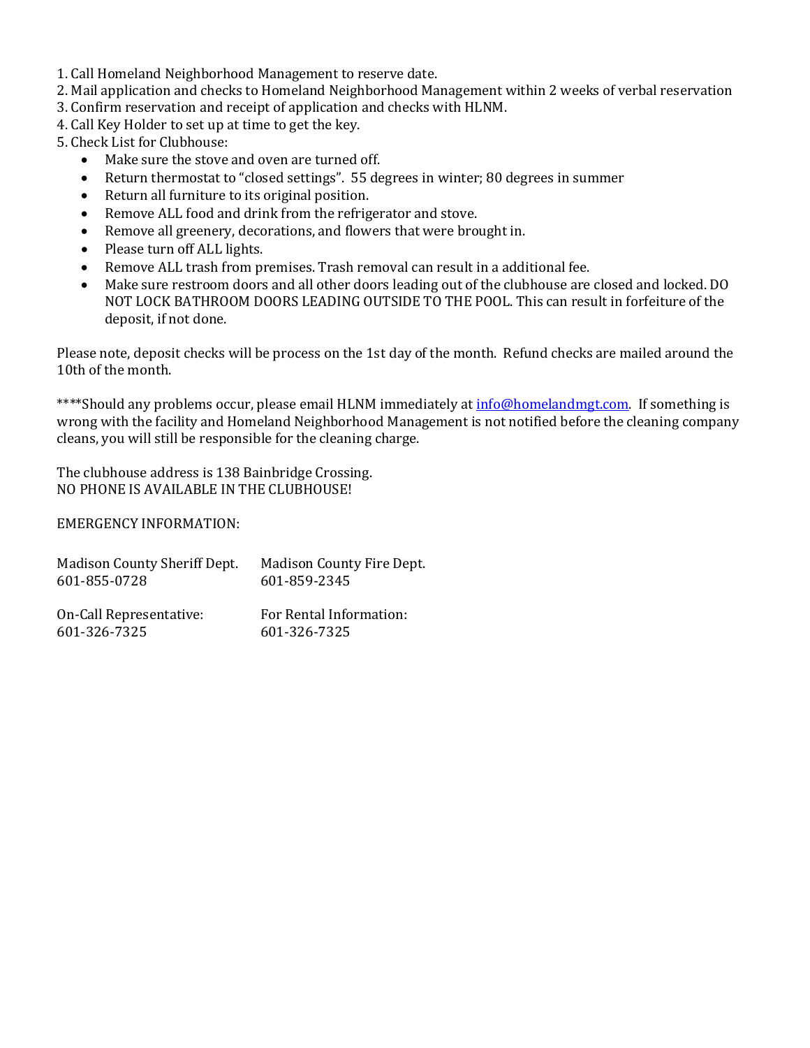1. Call Homeland Neighborhood Management to reserve date.
2. Mail application and checks to Homeland Neighborhood Management within 2 weeks of verbal reservation
3. Confirm reservation and receipt of application and checks with HLNM.
4. Call Key Holder to set up at time to get the key.
5. Check List for Clubhouse:
   - Make sure the stove and oven are turned off.
   - Return thermostat to "closed settings". 55 degrees in winter; 80 degrees in summer
   - Return all furniture to its original position.
   - Remove ALL food and drink from the refrigerator and stove.
   - Remove all greenery, decorations, and flowers that were brought in.
   - Please turn off ALL lights.
   - Remove ALL trash from premises. Trash removal can result in a additional fee.
   - Make sure restroom doors and all other doors leading out of the clubhouse are closed and locked. DO NOT LOCK BATHROOM DOORS LEADING OUTSIDE TO THE POOL. This can result in forfeiture of the deposit, if not done.

Please note, deposit checks will be process on the 1st day of the month. Refund checks are mailed around the 10th of the month.

****Should any problems occur, please email HLNM immediately at [info@homelandmgt.com](mailto:info@homelandmgt.com). If something is wrong with the facility and Homeland Neighborhood Management is not notified before the cleaning company cleans, you will still be responsible for the cleaning charge.

The clubhouse address is 138 Bainbridge Crossing.
NO PHONE IS AVAILABLE IN THE CLUBHOUSE!

EMERGENCY INFORMATION:

| | |
|---|---|
| Madison County Sheriff Dept.<br>601-855-0728 | Madison County Fire Dept.<br>601-859-2345 |
| On-Call Representative:<br>601-326-7325 | For Rental Information:<br>601-326-7325 |